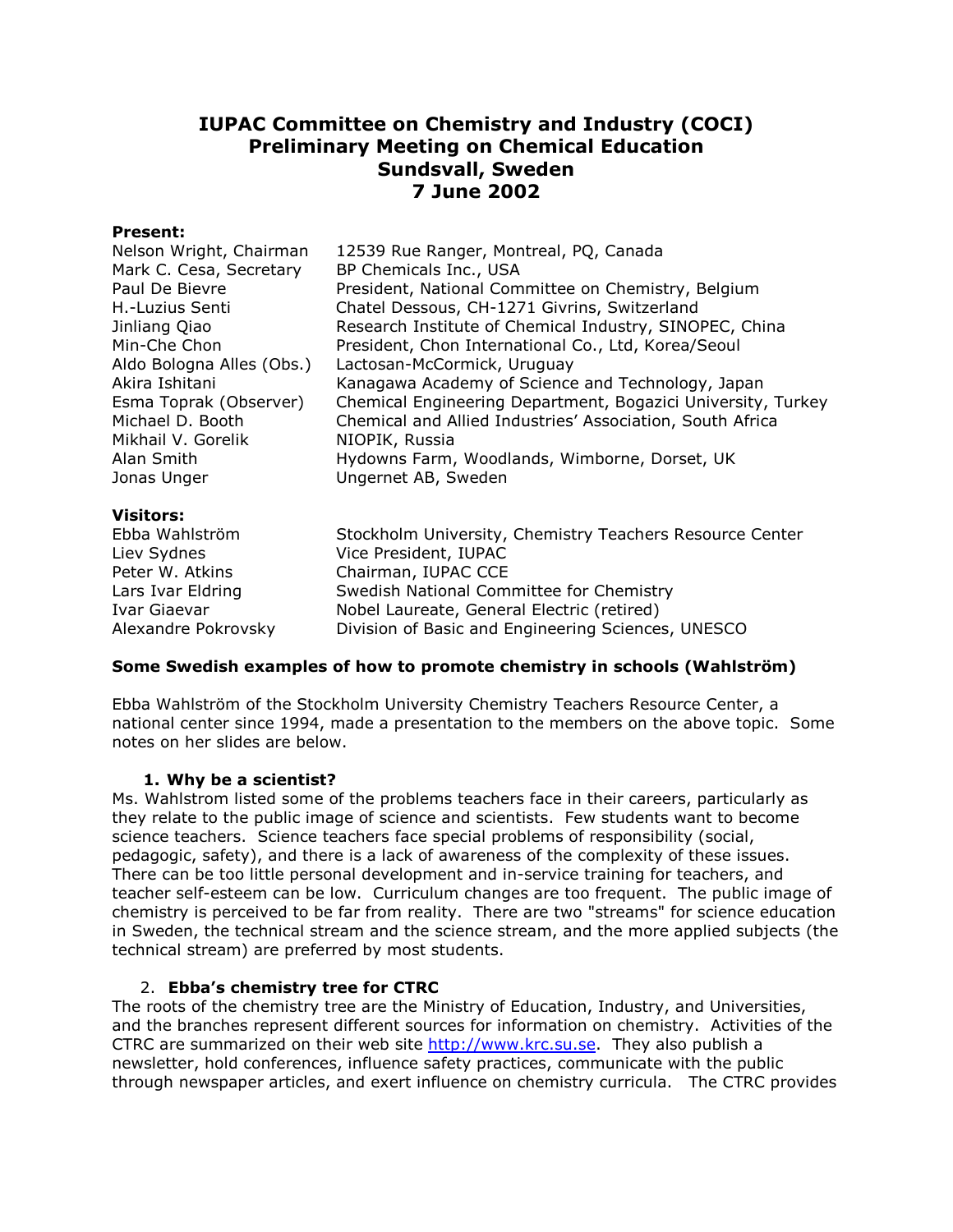# IUPAC Committee on Chemistry and Industry (COCI)
# Preliminary Meeting on Chemical Education
# Sundsvall, Sweden
# 7 June 2002

**Present:**

| | |
|---|---|
| Nelson Wright, Chairman | 12539 Rue Ranger, Montreal, PQ, Canada |
| Mark C. Cesa, Secretary | BP Chemicals Inc., USA |
| Paul De Bievre | President, National Committee on Chemistry, Belgium |
| H.-Luzius Senti | Chatel Dessous, CH-1271 Givrins, Switzerland |
| Jinliang Qiao | Research Institute of Chemical Industry, SINOPEC, China |
| Min-Che Chon | President, Chon International Co., Ltd, Korea/Seoul |
| Aldo Bologna Alles (Obs.) | Lactosan-McCormick, Uruguay |
| Akira Ishitani | Kanagawa Academy of Science and Technology, Japan |
| Esma Toprak (Observer) | Chemical Engineering Department, Bogazici University, Turkey |
| Michael D. Booth | Chemical and Allied Industries' Association, South Africa |
| Mikhail V. Gorelik | NIOPIK, Russia |
| Alan Smith | Hydowns Farm, Woodlands, Wimborne, Dorset, UK |
| Jonas Unger | Ungernet AB, Sweden |

**Visitors:**

| | |
|---|---|
| Ebba Wahlström | Stockholm University, Chemistry Teachers Resource Center |
| Liev Sydnes | Vice President, IUPAC |
| Peter W. Atkins | Chairman, IUPAC CCE |
| Lars Ivar Eldring | Swedish National Committee for Chemistry |
| Ivar Giaevar | Nobel Laureate, General Electric (retired) |
| Alexandre Pokrovsky | Division of Basic and Engineering Sciences, UNESCO |

**Some Swedish examples of how to promote chemistry in schools (Wahlström)**

Ebba Wahlström of the Stockholm University Chemistry Teachers Resource Center, a national center since 1994, made a presentation to the members on the above topic. Some notes on her slides are below.

1. **Why be a scientist?**

Ms. Wahlstrom listed some of the problems teachers face in their careers, particularly as they relate to the public image of science and scientists. Few students want to become science teachers. Science teachers face special problems of responsibility (social, pedagogic, safety), and there is a lack of awareness of the complexity of these issues. There can be too little personal development and in-service training for teachers, and teacher self-esteem can be low. Curriculum changes are too frequent. The public image of chemistry is perceived to be far from reality. There are two "streams" for science education in Sweden, the technical stream and the science stream, and the more applied subjects (the technical stream) are preferred by most students.

2. **Ebba's chemistry tree for CTRC**

The roots of the chemistry tree are the Ministry of Education, Industry, and Universities, and the branches represent different sources for information on chemistry. Activities of the CTRC are summarized on their web site http://www.krc.su.se. They also publish a newsletter, hold conferences, influence safety practices, communicate with the public through newspaper articles, and exert influence on chemistry curricula. The CTRC provides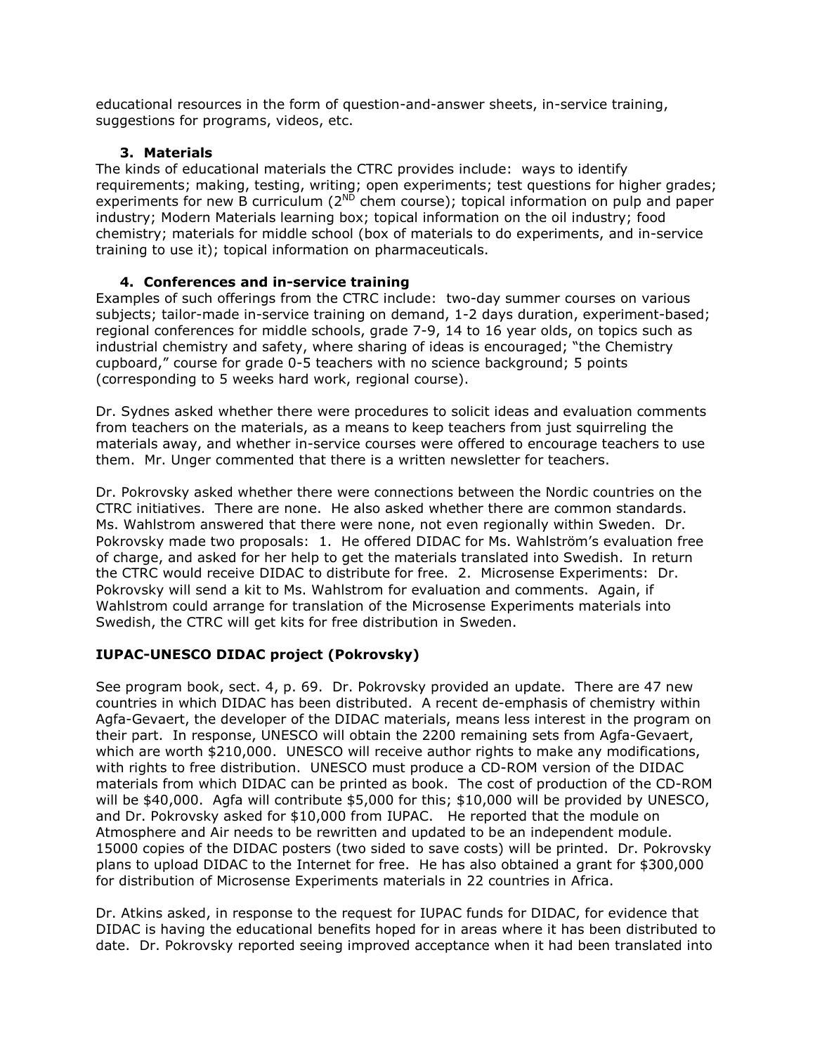educational resources in the form of question-and-answer sheets, in-service training, suggestions for programs, videos, etc.

### 3. Materials

The kinds of educational materials the CTRC provides include: ways to identify requirements; making, testing, writing; open experiments; test questions for higher grades; experiments for new B curriculum (2[ND] chem course); topical information on pulp and paper industry; Modern Materials learning box; topical information on the oil industry; food chemistry; materials for middle school (box of materials to do experiments, and in-service training to use it); topical information on pharmaceuticals.

### 4. Conferences and in-service training

Examples of such offerings from the CTRC include: two-day summer courses on various subjects; tailor-made in-service training on demand, 1-2 days duration, experiment-based; regional conferences for middle schools, grade 7-9, 14 to 16 year olds, on topics such as industrial chemistry and safety, where sharing of ideas is encouraged; "the Chemistry cupboard," course for grade 0-5 teachers with no science background; 5 points (corresponding to 5 weeks hard work, regional course).

Dr. Sydnes asked whether there were procedures to solicit ideas and evaluation comments from teachers on the materials, as a means to keep teachers from just squirreling the materials away, and whether in-service courses were offered to encourage teachers to use them. Mr. Unger commented that there is a written newsletter for teachers.

Dr. Pokrovsky asked whether there were connections between the Nordic countries on the CTRC initiatives. There are none. He also asked whether there are common standards. Ms. Wahlstrom answered that there were none, not even regionally within Sweden. Dr. Pokrovsky made two proposals: 1. He offered DIDAC for Ms. Wahlström's evaluation free of charge, and asked for her help to get the materials translated into Swedish. In return the CTRC would receive DIDAC to distribute for free. 2. Microsense Experiments: Dr. Pokrovsky will send a kit to Ms. Wahlstrom for evaluation and comments. Again, if Wahlstrom could arrange for translation of the Microsense Experiments materials into Swedish, the CTRC will get kits for free distribution in Sweden.

## IUPAC-UNESCO DIDAC project (Pokrovsky)

See program book, sect. 4, p. 69. Dr. Pokrovsky provided an update. There are 47 new countries in which DIDAC has been distributed. A recent de-emphasis of chemistry within Agfa-Gevaert, the developer of the DIDAC materials, means less interest in the program on their part. In response, UNESCO will obtain the 2200 remaining sets from Agfa-Gevaert, which are worth $210,000. UNESCO will receive author rights to make any modifications, with rights to free distribution. UNESCO must produce a CD-ROM version of the DIDAC materials from which DIDAC can be printed as book. The cost of production of the CD-ROM will be $40,000. Agfa will contribute $5,000 for this; $10,000 will be provided by UNESCO, and Dr. Pokrovsky asked for $10,000 from IUPAC. He reported that the module on Atmosphere and Air needs to be rewritten and updated to be an independent module. 15000 copies of the DIDAC posters (two sided to save costs) will be printed. Dr. Pokrovsky plans to upload DIDAC to the Internet for free. He has also obtained a grant for $300,000 for distribution of Microsense Experiments materials in 22 countries in Africa.

Dr. Atkins asked, in response to the request for IUPAC funds for DIDAC, for evidence that DIDAC is having the educational benefits hoped for in areas where it has been distributed to date. Dr. Pokrovsky reported seeing improved acceptance when it had been translated into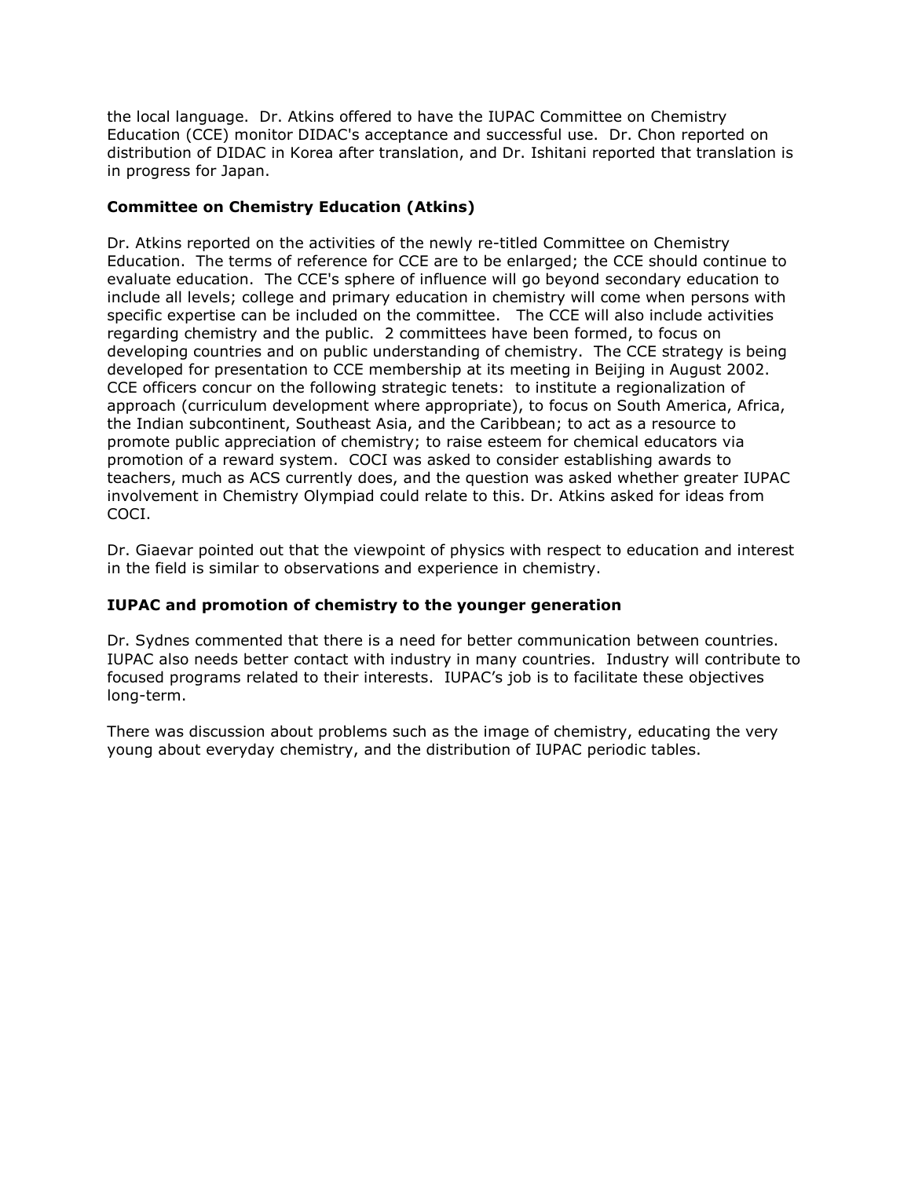the local language. Dr. Atkins offered to have the IUPAC Committee on Chemistry Education (CCE) monitor DIDAC's acceptance and successful use. Dr. Chon reported on distribution of DIDAC in Korea after translation, and Dr. Ishitani reported that translation is in progress for Japan.

### Committee on Chemistry Education (Atkins)

Dr. Atkins reported on the activities of the newly re-titled Committee on Chemistry Education. The terms of reference for CCE are to be enlarged; the CCE should continue to evaluate education. The CCE's sphere of influence will go beyond secondary education to include all levels; college and primary education in chemistry will come when persons with specific expertise can be included on the committee. The CCE will also include activities regarding chemistry and the public. 2 committees have been formed, to focus on developing countries and on public understanding of chemistry. The CCE strategy is being developed for presentation to CCE membership at its meeting in Beijing in August 2002. CCE officers concur on the following strategic tenets: to institute a regionalization of approach (curriculum development where appropriate), to focus on South America, Africa, the Indian subcontinent, Southeast Asia, and the Caribbean; to act as a resource to promote public appreciation of chemistry; to raise esteem for chemical educators via promotion of a reward system. COCI was asked to consider establishing awards to teachers, much as ACS currently does, and the question was asked whether greater IUPAC involvement in Chemistry Olympiad could relate to this. Dr. Atkins asked for ideas from COCI.

Dr. Giaevar pointed out that the viewpoint of physics with respect to education and interest in the field is similar to observations and experience in chemistry.

### IUPAC and promotion of chemistry to the younger generation

Dr. Sydnes commented that there is a need for better communication between countries. IUPAC also needs better contact with industry in many countries. Industry will contribute to focused programs related to their interests. IUPAC's job is to facilitate these objectives long-term.

There was discussion about problems such as the image of chemistry, educating the very young about everyday chemistry, and the distribution of IUPAC periodic tables.